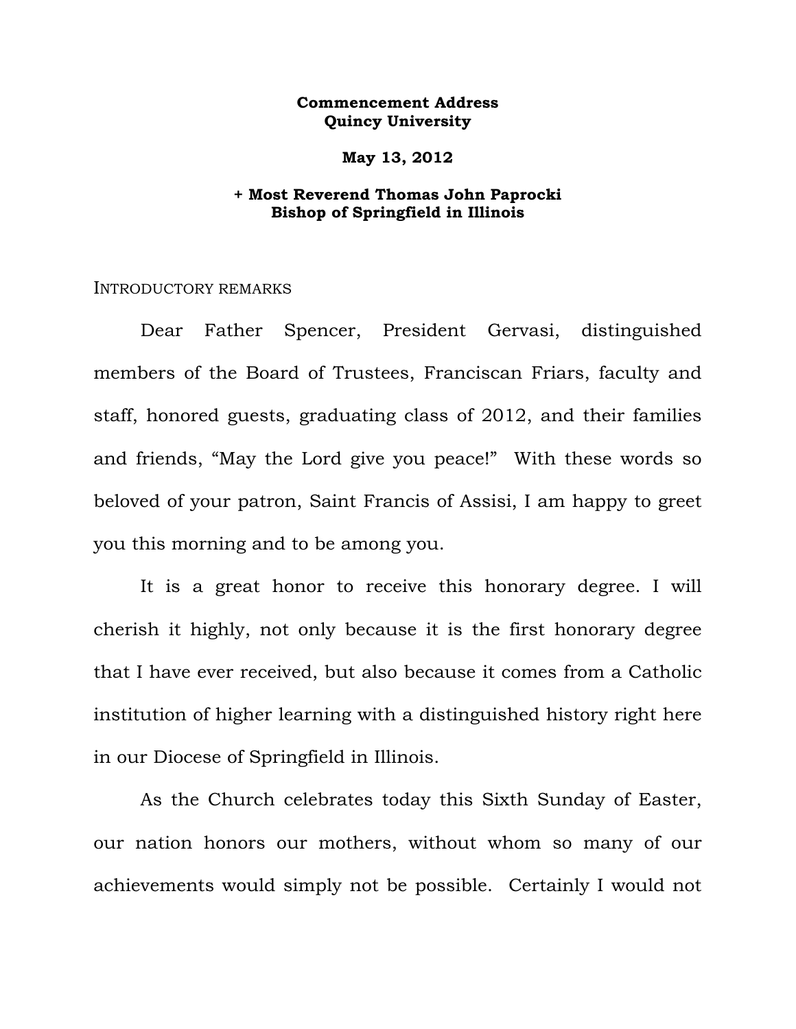**Commencement Address**
**Quincy University**

**May 13, 2012**

**+ Most Reverend Thomas John Paprocki**
**Bishop of Springfield in Illinois**

INTRODUCTORY REMARKS

Dear Father Spencer, President Gervasi, distinguished members of the Board of Trustees, Franciscan Friars, faculty and staff, honored guests, graduating class of 2012, and their families and friends, "May the Lord give you peace!" With these words so beloved of your patron, Saint Francis of Assisi, I am happy to greet you this morning and to be among you.

It is a great honor to receive this honorary degree. I will cherish it highly, not only because it is the first honorary degree that I have ever received, but also because it comes from a Catholic institution of higher learning with a distinguished history right here in our Diocese of Springfield in Illinois.

As the Church celebrates today this Sixth Sunday of Easter, our nation honors our mothers, without whom so many of our achievements would simply not be possible. Certainly I would not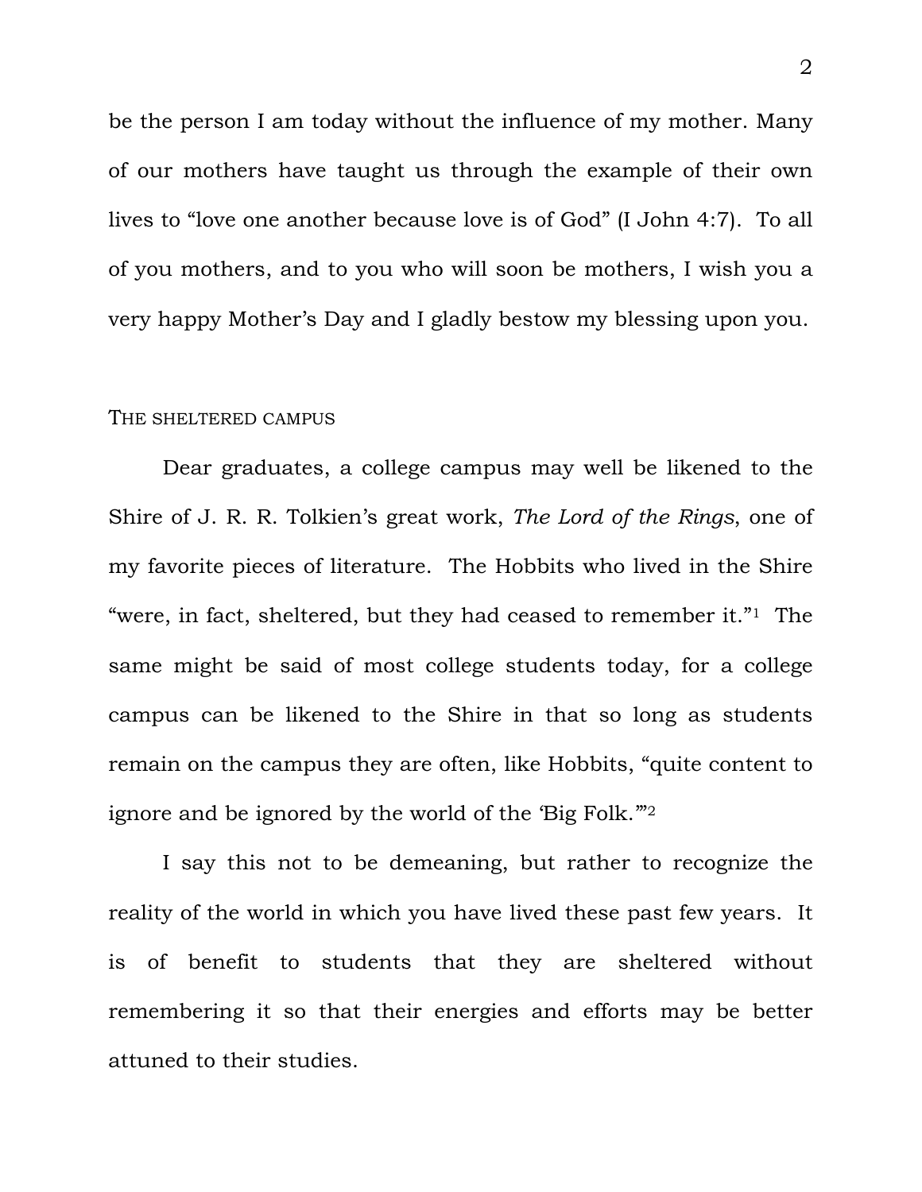be the person I am today without the influence of my mother. Many of our mothers have taught us through the example of their own lives to “love one another because love is of God” (I John 4:7). To all of you mothers, and to you who will soon be mothers, I wish you a very happy Mother’s Day and I gladly bestow my blessing upon you.

## THE SHELTERED CAMPUS

Dear graduates, a college campus may well be likened to the Shire of J. R. R. Tolkien’s great work, *The Lord of the Rings*, one of my favorite pieces of literature. The Hobbits who lived in the Shire “were, in fact, sheltered, but they had ceased to remember it.”[1] The same might be said of most college students today, for a college campus can be likened to the Shire in that so long as students remain on the campus they are often, like Hobbits, “quite content to ignore and be ignored by the world of the ‘Big Folk.’”[2]

I say this not to be demeaning, but rather to recognize the reality of the world in which you have lived these past few years. It is of benefit to students that they are sheltered without remembering it so that their energies and efforts may be better attuned to their studies.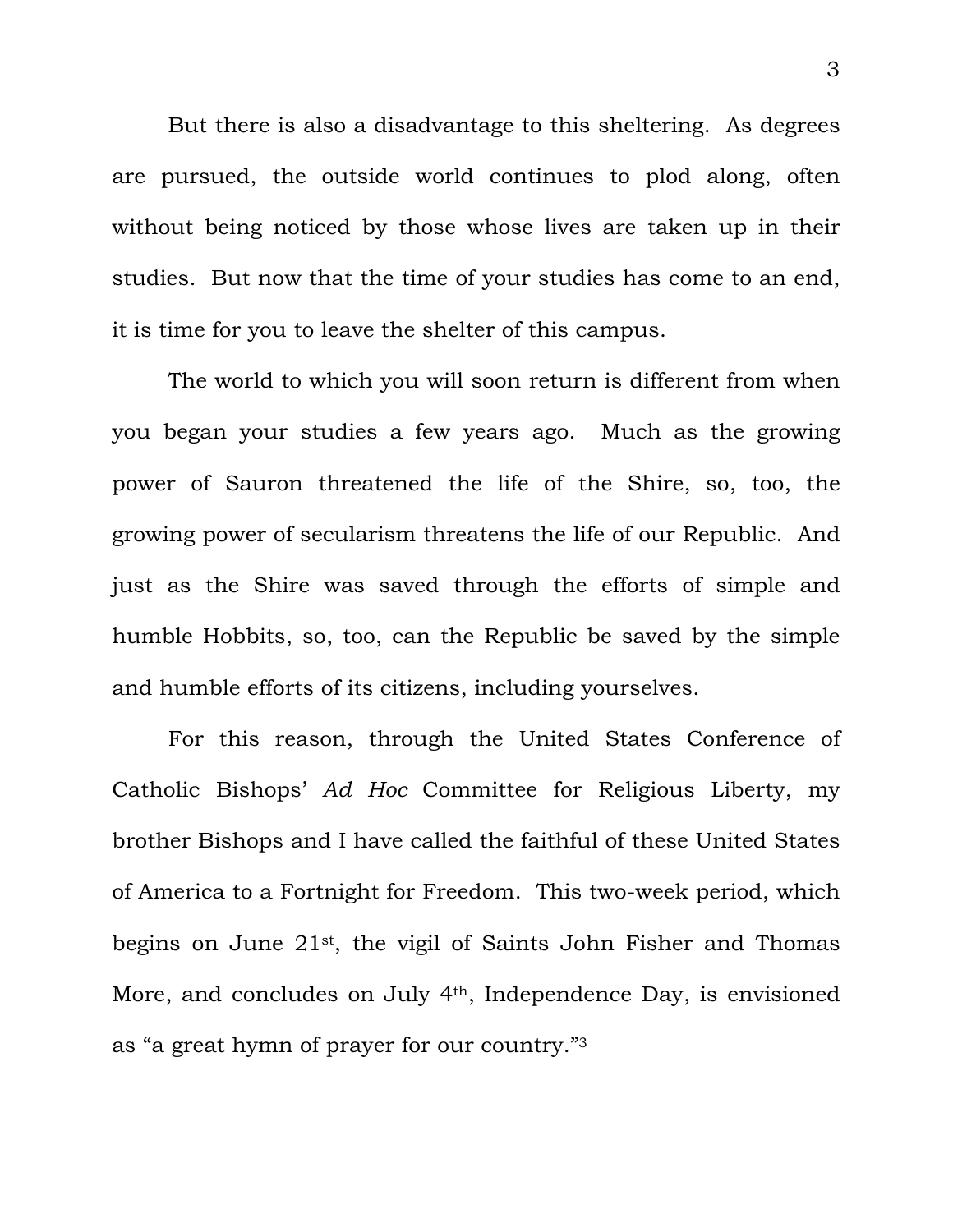But there is also a disadvantage to this sheltering. As degrees are pursued, the outside world continues to plod along, often without being noticed by those whose lives are taken up in their studies. But now that the time of your studies has come to an end, it is time for you to leave the shelter of this campus.

The world to which you will soon return is different from when you began your studies a few years ago. Much as the growing power of Sauron threatened the life of the Shire, so, too, the growing power of secularism threatens the life of our Republic. And just as the Shire was saved through the efforts of simple and humble Hobbits, so, too, can the Republic be saved by the simple and humble efforts of its citizens, including yourselves.

For this reason, through the United States Conference of Catholic Bishops' *Ad Hoc* Committee for Religious Liberty, my brother Bishops and I have called the faithful of these United States of America to a Fortnight for Freedom. This two-week period, which begins on June 21st, the vigil of Saints John Fisher and Thomas More, and concludes on July 4th, Independence Day, is envisioned as "a great hymn of prayer for our country."[3]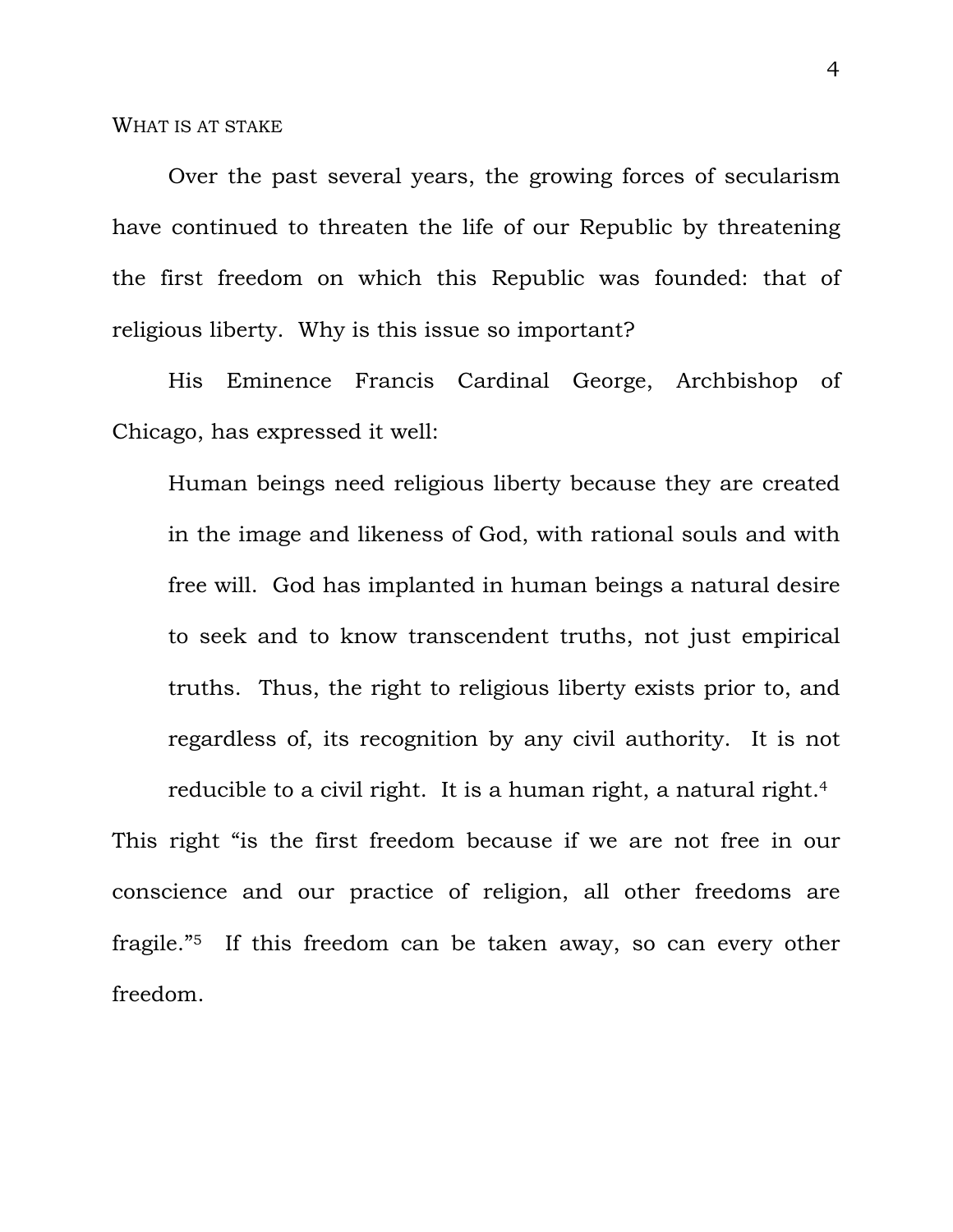## WHAT IS AT STAKE

Over the past several years, the growing forces of secularism have continued to threaten the life of our Republic by threatening the first freedom on which this Republic was founded: that of religious liberty. Why is this issue so important?

His Eminence Francis Cardinal George, Archbishop of Chicago, has expressed it well:

> Human beings need religious liberty because they are created in the image and likeness of God, with rational souls and with free will. God has implanted in human beings a natural desire to seek and to know transcendent truths, not just empirical truths. Thus, the right to religious liberty exists prior to, and regardless of, its recognition by any civil authority. It is not reducible to a civil right. It is a human right, a natural right.[4]

This right "is the first freedom because if we are not free in our conscience and our practice of religion, all other freedoms are fragile."[5] If this freedom can be taken away, so can every other freedom.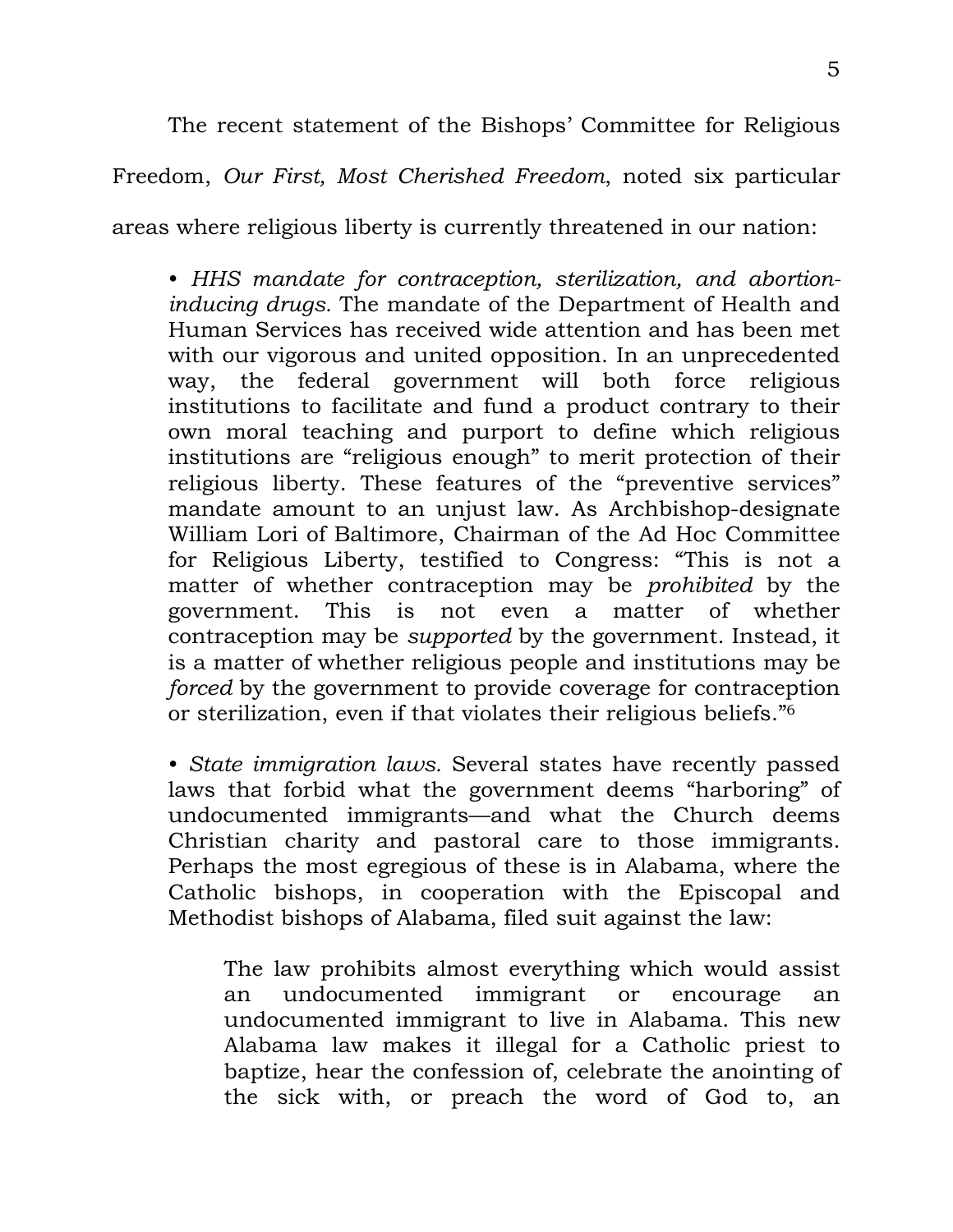The recent statement of the Bishops' Committee for Religious Freedom, *Our First, Most Cherished Freedom*, noted six particular areas where religious liberty is currently threatened in our nation:

> • *HHS mandate for contraception, sterilization, and abortion-inducing drugs.* The mandate of the Department of Health and Human Services has received wide attention and has been met with our vigorous and united opposition. In an unprecedented way, the federal government will both force religious institutions to facilitate and fund a product contrary to their own moral teaching and purport to define which religious institutions are "religious enough" to merit protection of their religious liberty. These features of the "preventive services" mandate amount to an unjust law. As Archbishop-designate William Lori of Baltimore, Chairman of the Ad Hoc Committee for Religious Liberty, testified to Congress: "This is not a matter of whether contraception may be *prohibited* by the government. This is not even a matter of whether contraception may be *supported* by the government. Instead, it is a matter of whether religious people and institutions may be *forced* by the government to provide coverage for contraception or sterilization, even if that violates their religious beliefs."[6]
>
> • *State immigration laws.* Several states have recently passed laws that forbid what the government deems "harboring" of undocumented immigrants—and what the Church deems Christian charity and pastoral care to those immigrants. Perhaps the most egregious of these is in Alabama, where the Catholic bishops, in cooperation with the Episcopal and Methodist bishops of Alabama, filed suit against the law:
>
>> The law prohibits almost everything which would assist an undocumented immigrant or encourage an undocumented immigrant to live in Alabama. This new Alabama law makes it illegal for a Catholic priest to baptize, hear the confession of, celebrate the anointing of the sick with, or preach the word of God to, an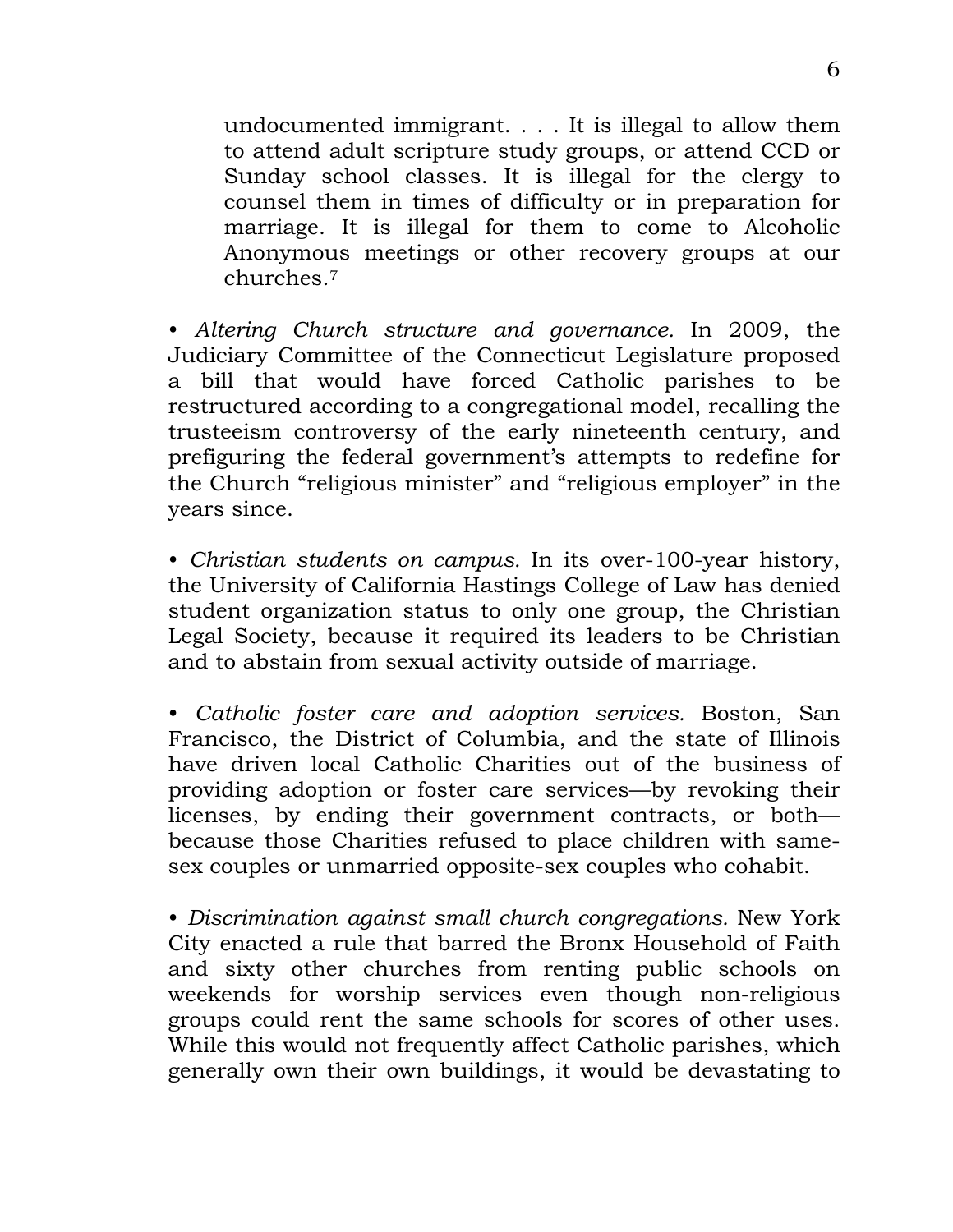> undocumented immigrant. . . . It is illegal to allow them to attend adult scripture study groups, or attend CCD or Sunday school classes. It is illegal for the clergy to counsel them in times of difficulty or in preparation for marriage. It is illegal for them to come to Alcoholic Anonymous meetings or other recovery groups at our churches.[7]

• *Altering Church structure and governance.* In 2009, the Judiciary Committee of the Connecticut Legislature proposed a bill that would have forced Catholic parishes to be restructured according to a congregational model, recalling the trusteeism controversy of the early nineteenth century, and prefiguring the federal government's attempts to redefine for the Church "religious minister" and "religious employer" in the years since.

• *Christian students on campus.* In its over-100-year history, the University of California Hastings College of Law has denied student organization status to only one group, the Christian Legal Society, because it required its leaders to be Christian and to abstain from sexual activity outside of marriage.

• *Catholic foster care and adoption services.* Boston, San Francisco, the District of Columbia, and the state of Illinois have driven local Catholic Charities out of the business of providing adoption or foster care services—by revoking their licenses, by ending their government contracts, or both—because those Charities refused to place children with same-sex couples or unmarried opposite-sex couples who cohabit.

• *Discrimination against small church congregations.* New York City enacted a rule that barred the Bronx Household of Faith and sixty other churches from renting public schools on weekends for worship services even though non-religious groups could rent the same schools for scores of other uses. While this would not frequently affect Catholic parishes, which generally own their own buildings, it would be devastating to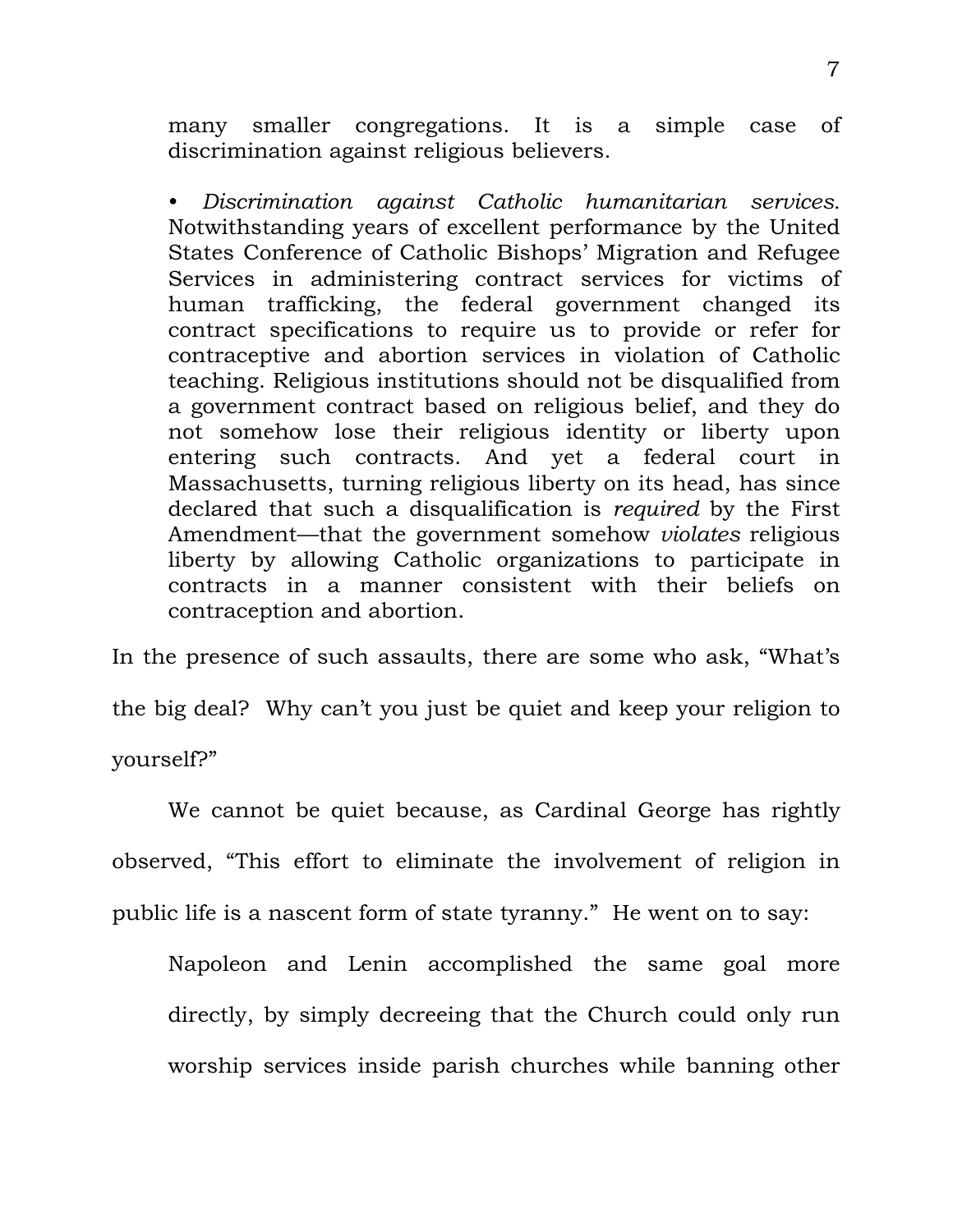many smaller congregations. It is a simple case of discrimination against religious believers.

• *Discrimination against Catholic humanitarian services.* Notwithstanding years of excellent performance by the United States Conference of Catholic Bishops' Migration and Refugee Services in administering contract services for victims of human trafficking, the federal government changed its contract specifications to require us to provide or refer for contraceptive and abortion services in violation of Catholic teaching. Religious institutions should not be disqualified from a government contract based on religious belief, and they do not somehow lose their religious identity or liberty upon entering such contracts. And yet a federal court in Massachusetts, turning religious liberty on its head, has since declared that such a disqualification is *required* by the First Amendment—that the government somehow *violates* religious liberty by allowing Catholic organizations to participate in contracts in a manner consistent with their beliefs on contraception and abortion.

In the presence of such assaults, there are some who ask, "What's the big deal? Why can't you just be quiet and keep your religion to yourself?"

We cannot be quiet because, as Cardinal George has rightly observed, "This effort to eliminate the involvement of religion in public life is a nascent form of state tyranny." He went on to say:

> Napoleon and Lenin accomplished the same goal more directly, by simply decreeing that the Church could only run worship services inside parish churches while banning other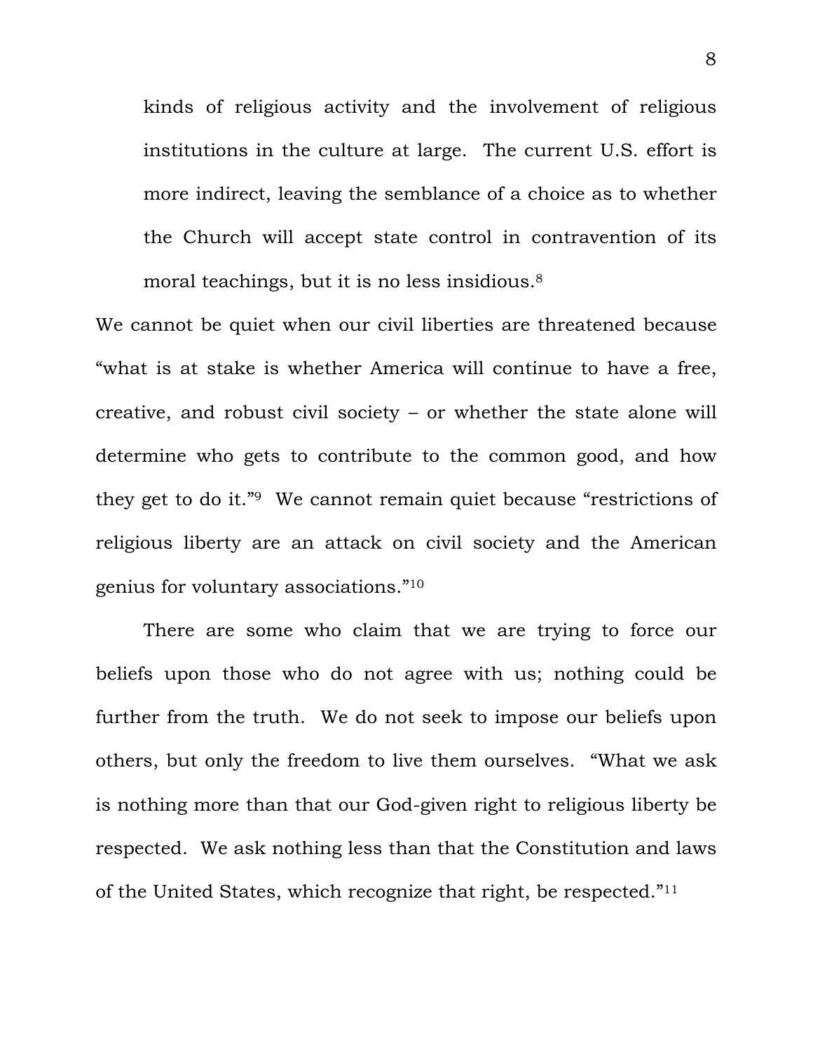> kinds of religious activity and the involvement of religious institutions in the culture at large. The current U.S. effort is more indirect, leaving the semblance of a choice as to whether the Church will accept state control in contravention of its moral teachings, but it is no less insidious.[8]

We cannot be quiet when our civil liberties are threatened because "what is at stake is whether America will continue to have a free, creative, and robust civil society – or whether the state alone will determine who gets to contribute to the common good, and how they get to do it."[9] We cannot remain quiet because "restrictions of religious liberty are an attack on civil society and the American genius for voluntary associations."[10]

There are some who claim that we are trying to force our beliefs upon those who do not agree with us; nothing could be further from the truth. We do not seek to impose our beliefs upon others, but only the freedom to live them ourselves. "What we ask is nothing more than that our God-given right to religious liberty be respected. We ask nothing less than that the Constitution and laws of the United States, which recognize that right, be respected."[11]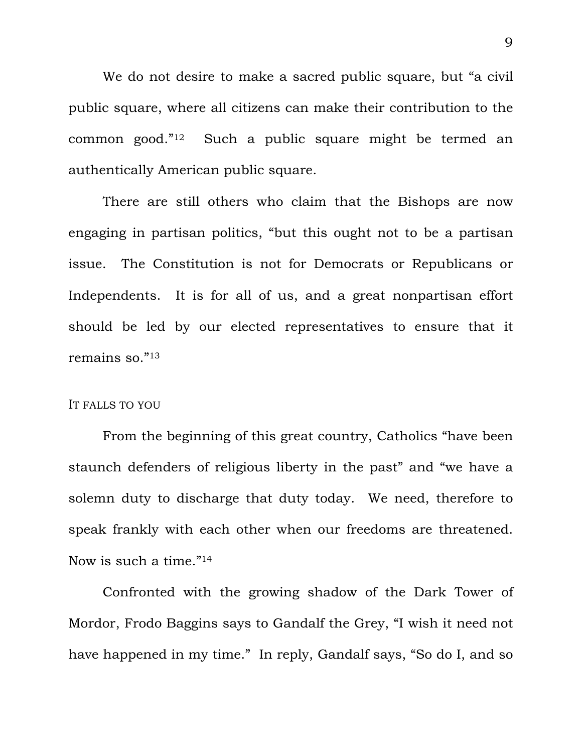We do not desire to make a sacred public square, but "a civil public square, where all citizens can make their contribution to the common good."[12] Such a public square might be termed an authentically American public square.

There are still others who claim that the Bishops are now engaging in partisan politics, "but this ought not to be a partisan issue. The Constitution is not for Democrats or Republicans or Independents. It is for all of us, and a great nonpartisan effort should be led by our elected representatives to ensure that it remains so."[13]

## IT FALLS TO YOU

From the beginning of this great country, Catholics "have been staunch defenders of religious liberty in the past" and "we have a solemn duty to discharge that duty today. We need, therefore to speak frankly with each other when our freedoms are threatened. Now is such a time."[14]

Confronted with the growing shadow of the Dark Tower of Mordor, Frodo Baggins says to Gandalf the Grey, "I wish it need not have happened in my time." In reply, Gandalf says, "So do I, and so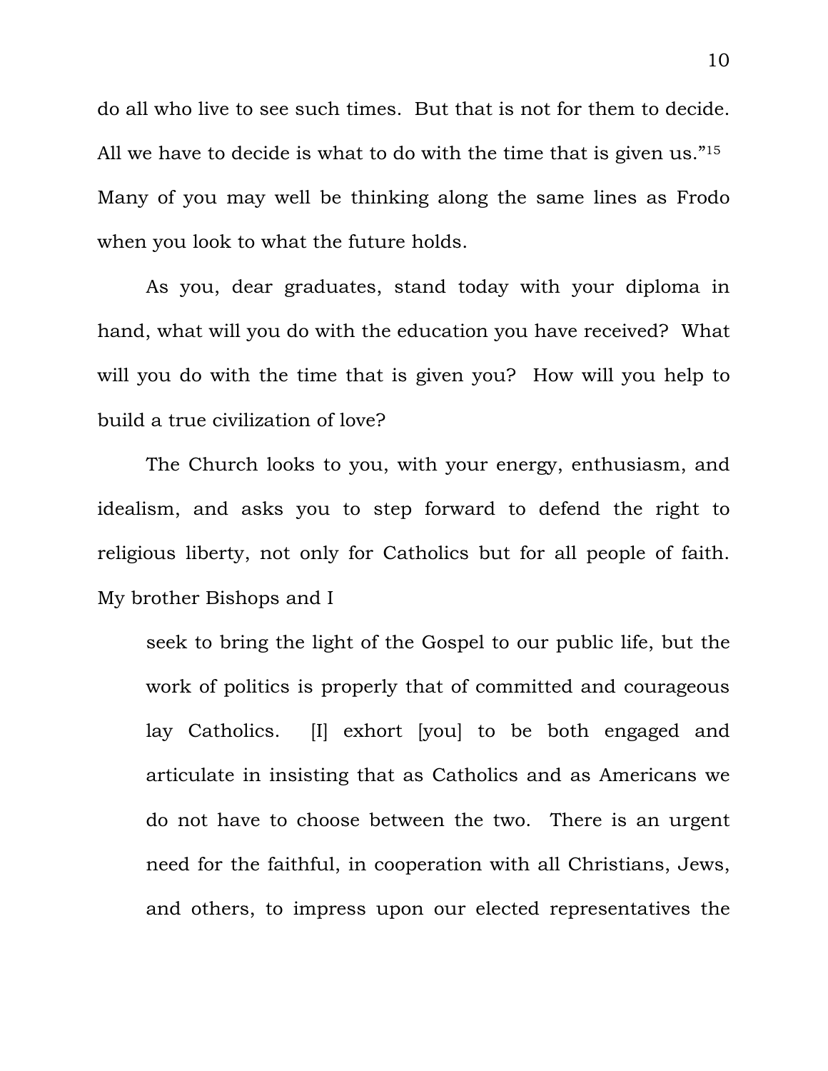do all who live to see such times. But that is not for them to decide. All we have to decide is what to do with the time that is given us."[15] Many of you may well be thinking along the same lines as Frodo when you look to what the future holds.

As you, dear graduates, stand today with your diploma in hand, what will you do with the education you have received? What will you do with the time that is given you? How will you help to build a true civilization of love?

The Church looks to you, with your energy, enthusiasm, and idealism, and asks you to step forward to defend the right to religious liberty, not only for Catholics but for all people of faith. My brother Bishops and I

> seek to bring the light of the Gospel to our public life, but the work of politics is properly that of committed and courageous lay Catholics. [I] exhort [you] to be both engaged and articulate in insisting that as Catholics and as Americans we do not have to choose between the two. There is an urgent need for the faithful, in cooperation with all Christians, Jews, and others, to impress upon our elected representatives the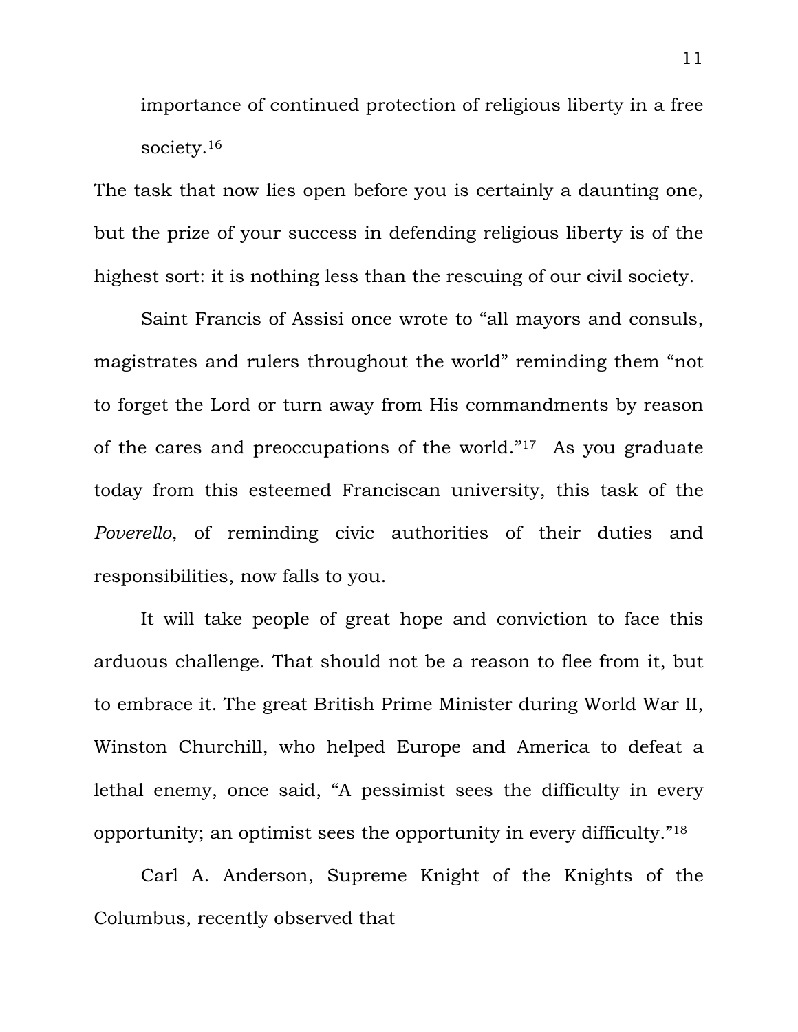importance of continued protection of religious liberty in a free society.[16]

The task that now lies open before you is certainly a daunting one, but the prize of your success in defending religious liberty is of the highest sort: it is nothing less than the rescuing of our civil society.

Saint Francis of Assisi once wrote to "all mayors and consuls, magistrates and rulers throughout the world" reminding them "not to forget the Lord or turn away from His commandments by reason of the cares and preoccupations of the world."[17] As you graduate today from this esteemed Franciscan university, this task of the *Poverello*, of reminding civic authorities of their duties and responsibilities, now falls to you.

It will take people of great hope and conviction to face this arduous challenge. That should not be a reason to flee from it, but to embrace it. The great British Prime Minister during World War II, Winston Churchill, who helped Europe and America to defeat a lethal enemy, once said, "A pessimist sees the difficulty in every opportunity; an optimist sees the opportunity in every difficulty."[18]

Carl A. Anderson, Supreme Knight of the Knights of the Columbus, recently observed that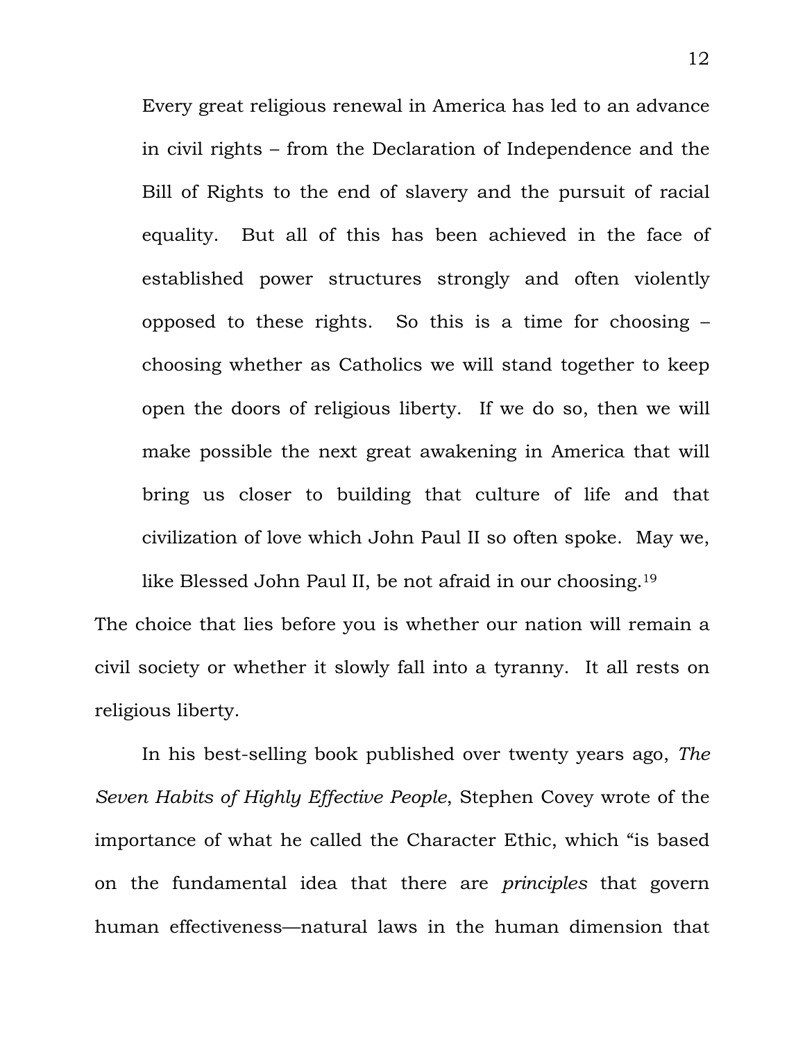> Every great religious renewal in America has led to an advance in civil rights – from the Declaration of Independence and the Bill of Rights to the end of slavery and the pursuit of racial equality. But all of this has been achieved in the face of established power structures strongly and often violently opposed to these rights. So this is a time for choosing – choosing whether as Catholics we will stand together to keep open the doors of religious liberty. If we do so, then we will make possible the next great awakening in America that will bring us closer to building that culture of life and that civilization of love which John Paul II so often spoke. May we, like Blessed John Paul II, be not afraid in our choosing.[19]

The choice that lies before you is whether our nation will remain a civil society or whether it slowly fall into a tyranny. It all rests on religious liberty.

In his best-selling book published over twenty years ago, *The Seven Habits of Highly Effective People*, Stephen Covey wrote of the importance of what he called the Character Ethic, which "is based on the fundamental idea that there are *principles* that govern human effectiveness—natural laws in the human dimension that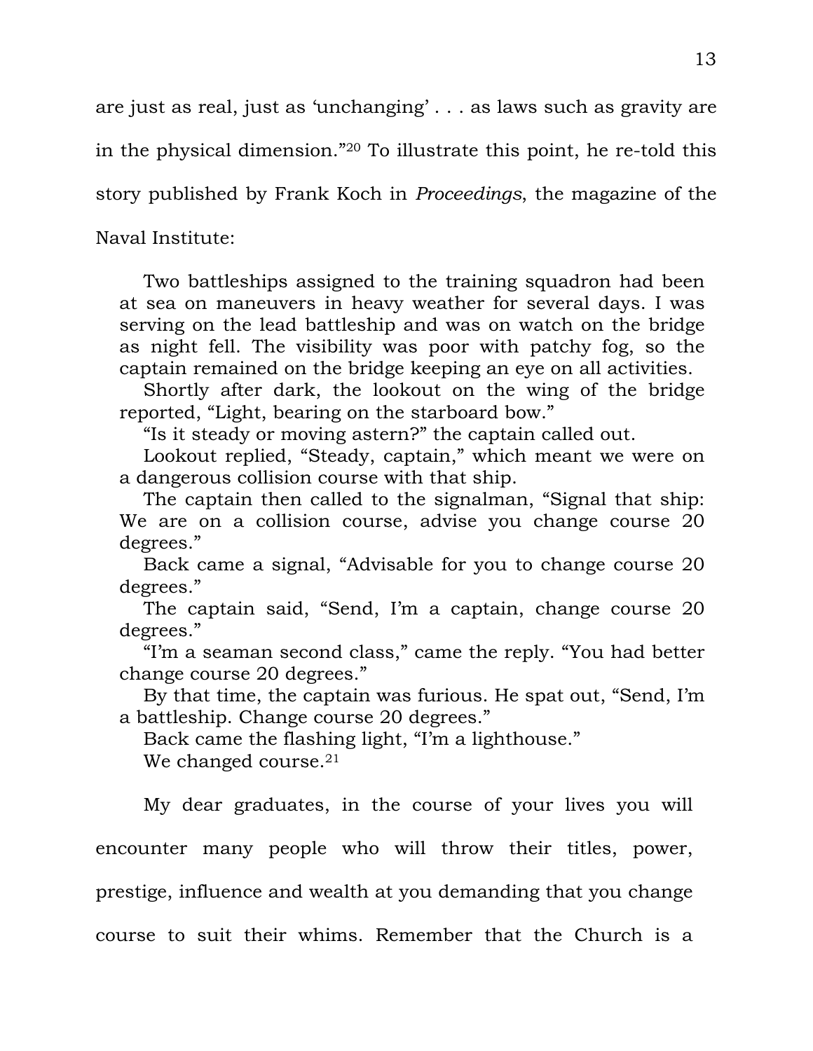are just as real, just as 'unchanging' . . . as laws such as gravity are in the physical dimension."[20] To illustrate this point, he re-told this story published by Frank Koch in *Proceedings*, the magazine of the Naval Institute:

> Two battleships assigned to the training squadron had been at sea on maneuvers in heavy weather for several days. I was serving on the lead battleship and was on watch on the bridge as night fell. The visibility was poor with patchy fog, so the captain remained on the bridge keeping an eye on all activities.
>
> Shortly after dark, the lookout on the wing of the bridge reported, "Light, bearing on the starboard bow."
>
> "Is it steady or moving astern?" the captain called out.
>
> Lookout replied, "Steady, captain," which meant we were on a dangerous collision course with that ship.
>
> The captain then called to the signalman, "Signal that ship: We are on a collision course, advise you change course 20 degrees."
>
> Back came a signal, "Advisable for you to change course 20 degrees."
>
> The captain said, "Send, I'm a captain, change course 20 degrees."
>
> "I'm a seaman second class," came the reply. "You had better change course 20 degrees."
>
> By that time, the captain was furious. He spat out, "Send, I'm a battleship. Change course 20 degrees."
>
> Back came the flashing light, "I'm a lighthouse."
>
> We changed course.[21]

My dear graduates, in the course of your lives you will encounter many people who will throw their titles, power, prestige, influence and wealth at you demanding that you change course to suit their whims. Remember that the Church is a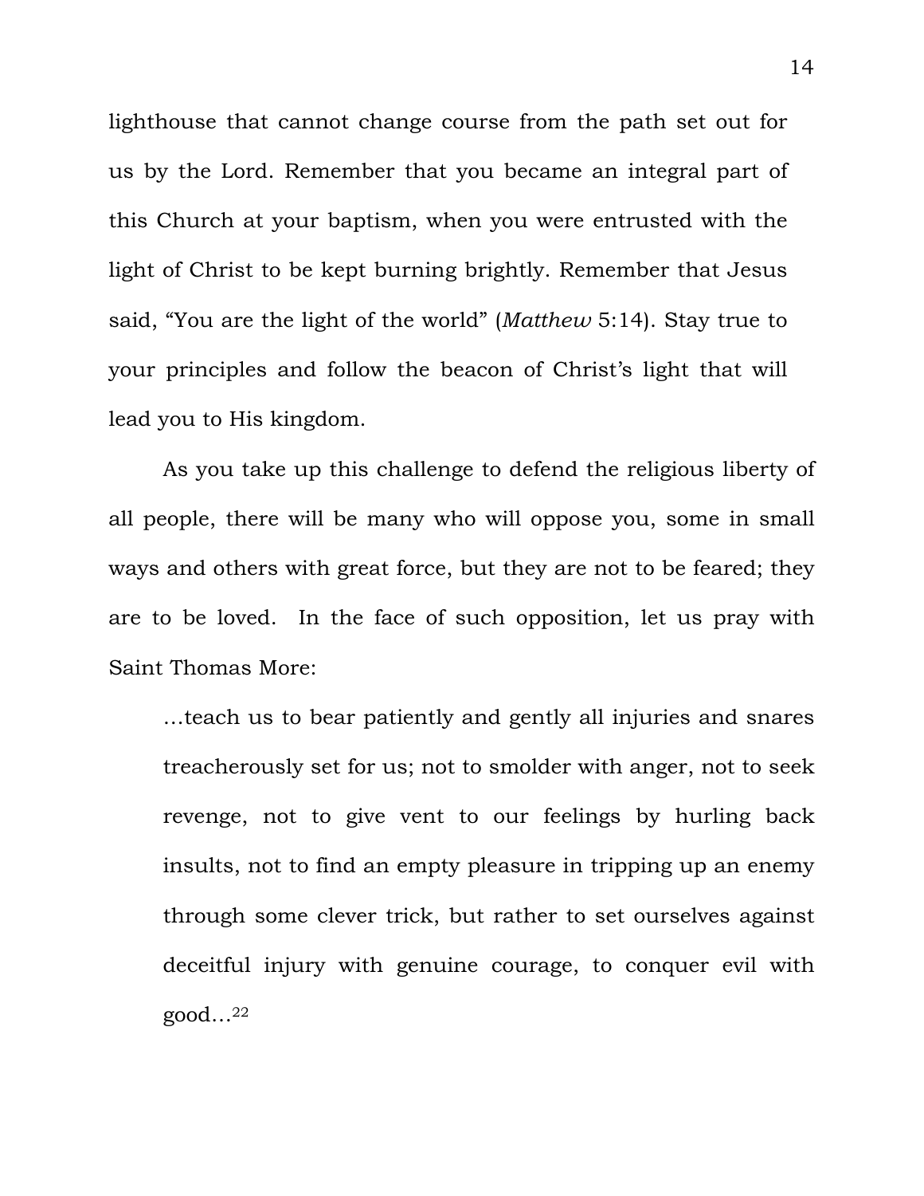lighthouse that cannot change course from the path set out for us by the Lord. Remember that you became an integral part of this Church at your baptism, when you were entrusted with the light of Christ to be kept burning brightly. Remember that Jesus said, "You are the light of the world" (*Matthew* 5:14). Stay true to your principles and follow the beacon of Christ's light that will lead you to His kingdom.

As you take up this challenge to defend the religious liberty of all people, there will be many who will oppose you, some in small ways and others with great force, but they are not to be feared; they are to be loved. In the face of such opposition, let us pray with Saint Thomas More:

> …teach us to bear patiently and gently all injuries and snares treacherously set for us; not to smolder with anger, not to seek revenge, not to give vent to our feelings by hurling back insults, not to find an empty pleasure in tripping up an enemy through some clever trick, but rather to set ourselves against deceitful injury with genuine courage, to conquer evil with good…[22]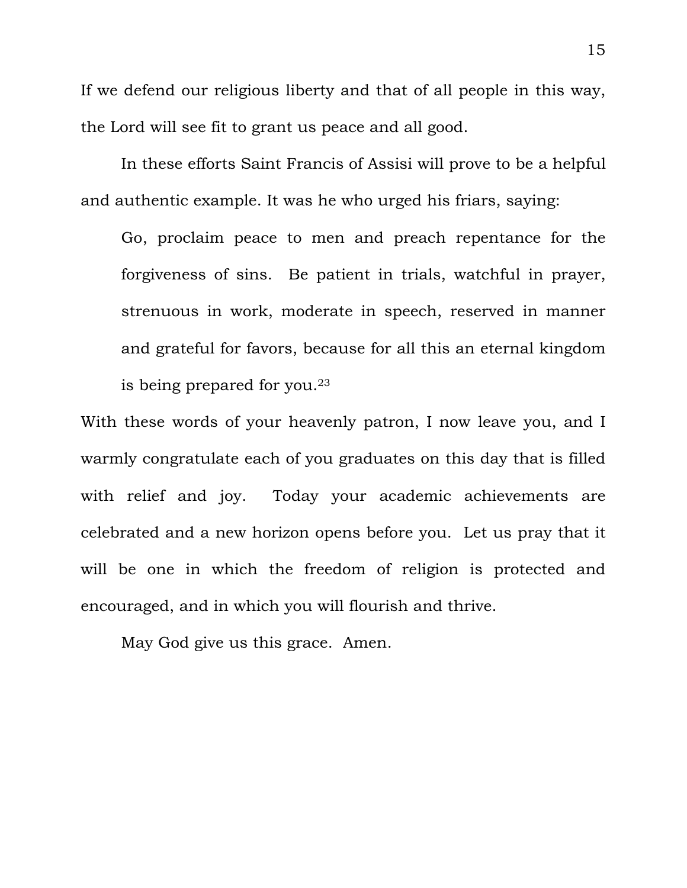If we defend our religious liberty and that of all people in this way, the Lord will see fit to grant us peace and all good.

In these efforts Saint Francis of Assisi will prove to be a helpful and authentic example. It was he who urged his friars, saying:

> Go, proclaim peace to men and preach repentance for the forgiveness of sins. Be patient in trials, watchful in prayer, strenuous in work, moderate in speech, reserved in manner and grateful for favors, because for all this an eternal kingdom is being prepared for you.[23]

With these words of your heavenly patron, I now leave you, and I warmly congratulate each of you graduates on this day that is filled with relief and joy. Today your academic achievements are celebrated and a new horizon opens before you. Let us pray that it will be one in which the freedom of religion is protected and encouraged, and in which you will flourish and thrive.

May God give us this grace. Amen.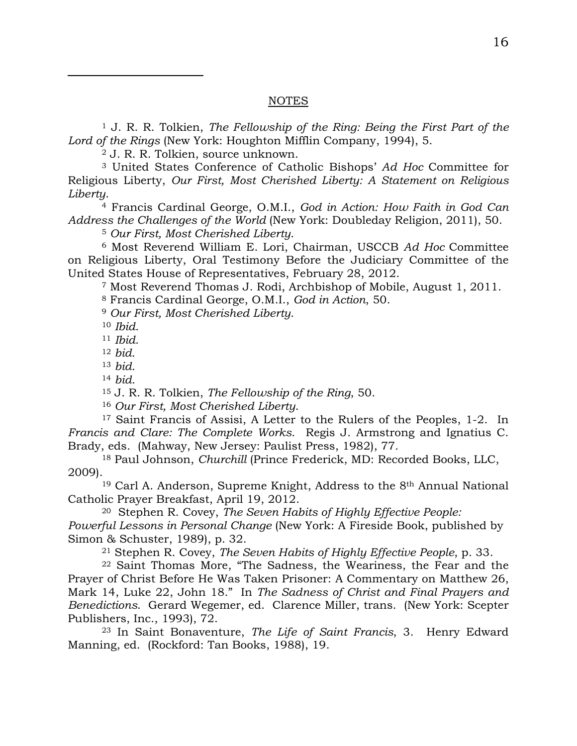NOTES

[1] J. R. R. Tolkien, *The Fellowship of the Ring: Being the First Part of the Lord of the Rings* (New York: Houghton Mifflin Company, 1994), 5.

[2] J. R. R. Tolkien, source unknown.

[3] United States Conference of Catholic Bishops' *Ad Hoc* Committee for Religious Liberty, *Our First, Most Cherished Liberty: A Statement on Religious Liberty*.

[4] Francis Cardinal George, O.M.I., *God in Action: How Faith in God Can Address the Challenges of the World* (New York: Doubleday Religion, 2011), 50.

[5] *Our First, Most Cherished Liberty*.

[6] Most Reverend William E. Lori, Chairman, USCCB *Ad Hoc* Committee on Religious Liberty, Oral Testimony Before the Judiciary Committee of the United States House of Representatives, February 28, 2012.

[7] Most Reverend Thomas J. Rodi, Archbishop of Mobile, August 1, 2011.

[8] Francis Cardinal George, O.M.I., *God in Action*, 50.

[9] *Our First, Most Cherished Liberty*.

[10] *Ibid*.

[11] *Ibid*.

[12] *bid*.

[13] *bid*.

[14] *bid*.

[15] J. R. R. Tolkien, *The Fellowship of the Ring*, 50.

[16] *Our First, Most Cherished Liberty*.

[17] Saint Francis of Assisi, A Letter to the Rulers of the Peoples, 1-2. In *Francis and Clare: The Complete Works*. Regis J. Armstrong and Ignatius C. Brady, eds. (Mahway, New Jersey: Paulist Press, 1982), 77.

[18] Paul Johnson, *Churchill* (Prince Frederick, MD: Recorded Books, LLC, 2009).

[19] Carl A. Anderson, Supreme Knight, Address to the 8th Annual National Catholic Prayer Breakfast, April 19, 2012.

[20] Stephen R. Covey, *The Seven Habits of Highly Effective People: Powerful Lessons in Personal Change* (New York: A Fireside Book, published by Simon & Schuster, 1989), p. 32.

[21] Stephen R. Covey, *The Seven Habits of Highly Effective People*, p. 33.

[22] Saint Thomas More, "The Sadness, the Weariness, the Fear and the Prayer of Christ Before He Was Taken Prisoner: A Commentary on Matthew 26, Mark 14, Luke 22, John 18." In *The Sadness of Christ and Final Prayers and Benedictions*. Gerard Wegemer, ed. Clarence Miller, trans. (New York: Scepter Publishers, Inc., 1993), 72.

[23] In Saint Bonaventure, *The Life of Saint Francis*, 3. Henry Edward Manning, ed. (Rockford: Tan Books, 1988), 19.